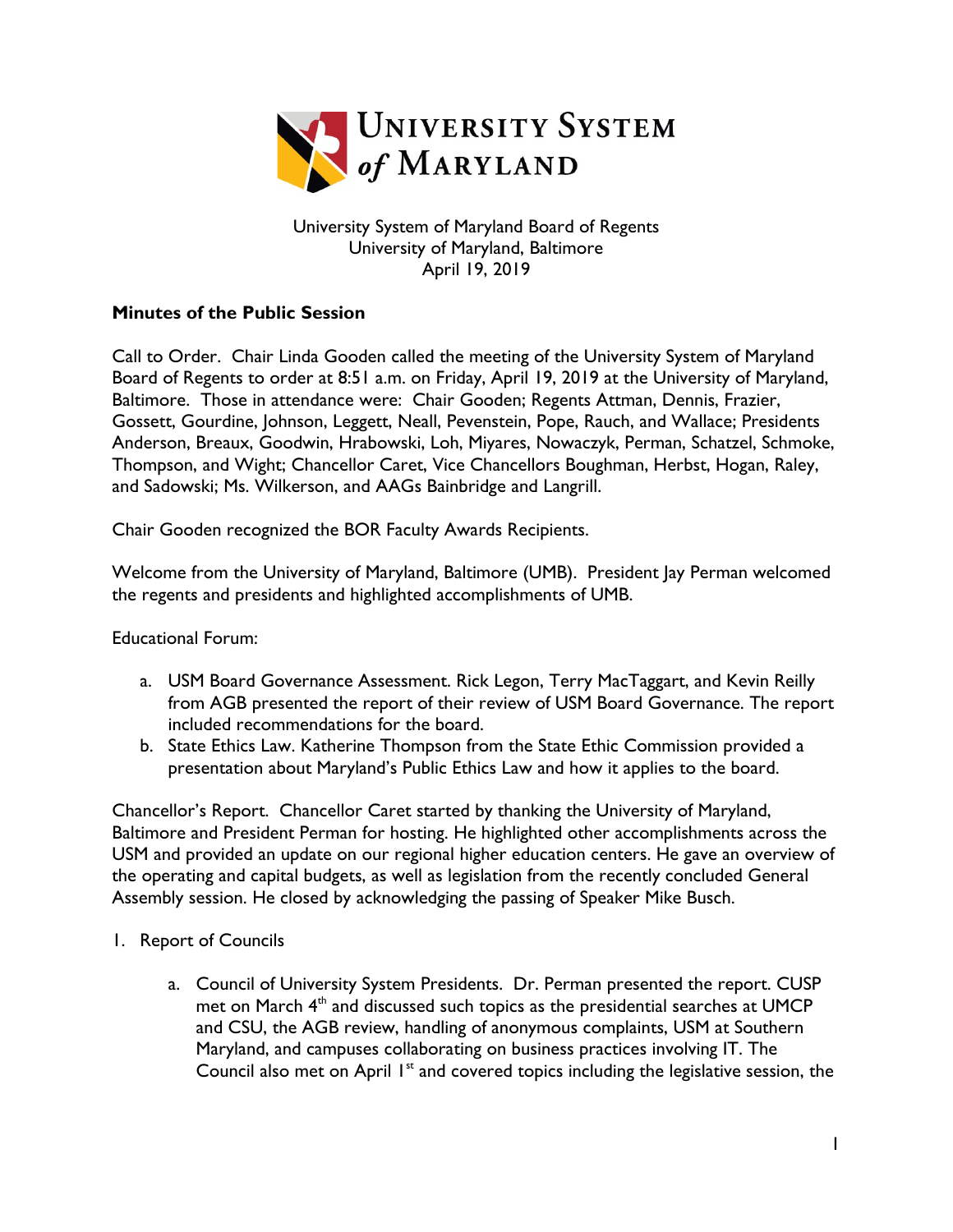# University System of Maryland

University System of Maryland Board of Regents
University of Maryland, Baltimore
April 19, 2019

**Minutes of the Public Session**

Call to Order. Chair Linda Gooden called the meeting of the University System of Maryland Board of Regents to order at 8:51 a.m. on Friday, April 19, 2019 at the University of Maryland, Baltimore. Those in attendance were: Chair Gooden; Regents Attman, Dennis, Frazier, Gossett, Gourdine, Johnson, Leggett, Neall, Pevenstein, Pope, Rauch, and Wallace; Presidents Anderson, Breaux, Goodwin, Hrabowski, Loh, Miyares, Nowaczyk, Perman, Schatzel, Schmoke, Thompson, and Wight; Chancellor Caret, Vice Chancellors Boughman, Herbst, Hogan, Raley, and Sadowski; Ms. Wilkerson, and AAGs Bainbridge and Langrill.

Chair Gooden recognized the BOR Faculty Awards Recipients.

Welcome from the University of Maryland, Baltimore (UMB). President Jay Perman welcomed the regents and presidents and highlighted accomplishments of UMB.

Educational Forum:

a. USM Board Governance Assessment. Rick Legon, Terry MacTaggart, and Kevin Reilly from AGB presented the report of their review of USM Board Governance. The report included recommendations for the board.
b. State Ethics Law. Katherine Thompson from the State Ethic Commission provided a presentation about Maryland's Public Ethics Law and how it applies to the board.

Chancellor's Report. Chancellor Caret started by thanking the University of Maryland, Baltimore and President Perman for hosting. He highlighted other accomplishments across the USM and provided an update on our regional higher education centers. He gave an overview of the operating and capital budgets, as well as legislation from the recently concluded General Assembly session. He closed by acknowledging the passing of Speaker Mike Busch.

1. Report of Councils

   a. Council of University System Presidents. Dr. Perman presented the report. CUSP met on March 4th and discussed such topics as the presidential searches at UMCP and CSU, the AGB review, handling of anonymous complaints, USM at Southern Maryland, and campuses collaborating on business practices involving IT. The Council also met on April 1st and covered topics including the legislative session, the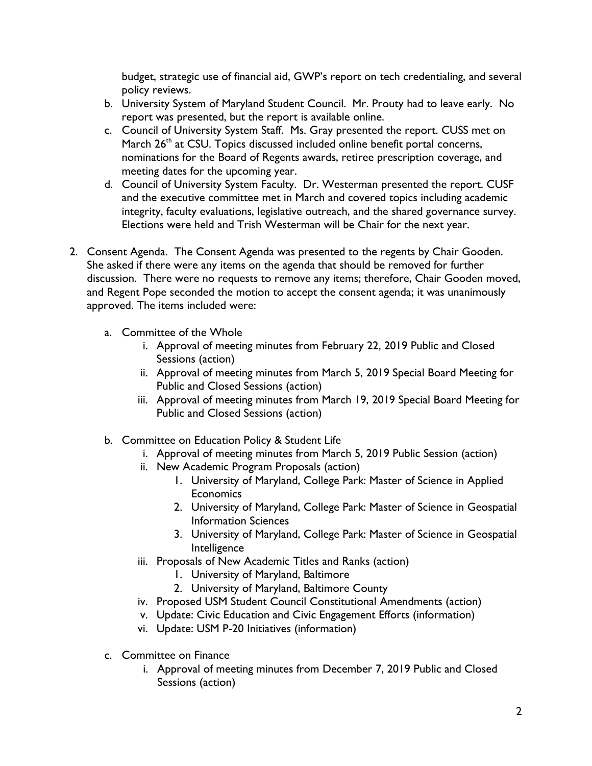budget, strategic use of financial aid, GWP's report on tech credentialing, and several policy reviews.

b. University System of Maryland Student Council. Mr. Prouty had to leave early. No report was presented, but the report is available online.
c. Council of University System Staff. Ms. Gray presented the report. CUSS met on March 26th at CSU. Topics discussed included online benefit portal concerns, nominations for the Board of Regents awards, retiree prescription coverage, and meeting dates for the upcoming year.
d. Council of University System Faculty. Dr. Westerman presented the report. CUSF and the executive committee met in March and covered topics including academic integrity, faculty evaluations, legislative outreach, and the shared governance survey. Elections were held and Trish Westerman will be Chair for the next year.

2. Consent Agenda. The Consent Agenda was presented to the regents by Chair Gooden. She asked if there were any items on the agenda that should be removed for further discussion. There were no requests to remove any items; therefore, Chair Gooden moved, and Regent Pope seconded the motion to accept the consent agenda; it was unanimously approved. The items included were:

   a. Committee of the Whole
      i. Approval of meeting minutes from February 22, 2019 Public and Closed Sessions (action)
      ii. Approval of meeting minutes from March 5, 2019 Special Board Meeting for Public and Closed Sessions (action)
      iii. Approval of meeting minutes from March 19, 2019 Special Board Meeting for Public and Closed Sessions (action)

   b. Committee on Education Policy & Student Life
      i. Approval of meeting minutes from March 5, 2019 Public Session (action)
      ii. New Academic Program Proposals (action)
         1. University of Maryland, College Park: Master of Science in Applied Economics
         2. University of Maryland, College Park: Master of Science in Geospatial Information Sciences
         3. University of Maryland, College Park: Master of Science in Geospatial Intelligence
      iii. Proposals of New Academic Titles and Ranks (action)
         1. University of Maryland, Baltimore
         2. University of Maryland, Baltimore County
      iv. Proposed USM Student Council Constitutional Amendments (action)
      v. Update: Civic Education and Civic Engagement Efforts (information)
      vi. Update: USM P-20 Initiatives (information)

   c. Committee on Finance
      i. Approval of meeting minutes from December 7, 2019 Public and Closed Sessions (action)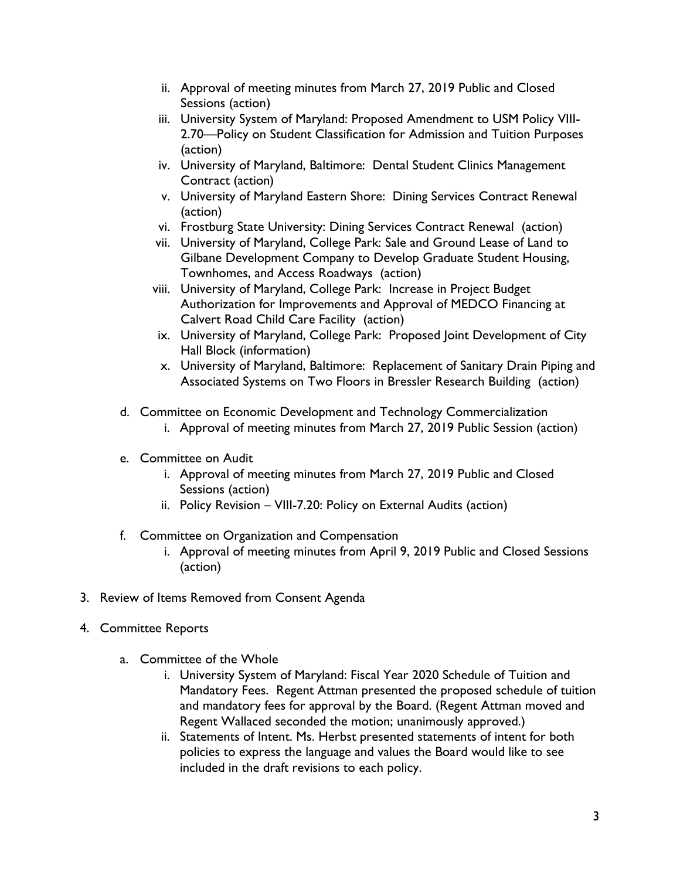ii. Approval of meeting minutes from March 27, 2019 Public and Closed Sessions (action)
   iii. University System of Maryland: Proposed Amendment to USM Policy VIII-2.70—Policy on Student Classification for Admission and Tuition Purposes (action)
   iv. University of Maryland, Baltimore: Dental Student Clinics Management Contract (action)
   v. University of Maryland Eastern Shore: Dining Services Contract Renewal (action)
   vi. Frostburg State University: Dining Services Contract Renewal (action)
   vii. University of Maryland, College Park: Sale and Ground Lease of Land to Gilbane Development Company to Develop Graduate Student Housing, Townhomes, and Access Roadways (action)
   viii. University of Maryland, College Park: Increase in Project Budget Authorization for Improvements and Approval of MEDCO Financing at Calvert Road Child Care Facility (action)
   ix. University of Maryland, College Park: Proposed Joint Development of City Hall Block (information)
   x. University of Maryland, Baltimore: Replacement of Sanitary Drain Piping and Associated Systems on Two Floors in Bressler Research Building (action)

d. Committee on Economic Development and Technology Commercialization
   i. Approval of meeting minutes from March 27, 2019 Public Session (action)

e. Committee on Audit
   i. Approval of meeting minutes from March 27, 2019 Public and Closed Sessions (action)
   ii. Policy Revision – VIII-7.20: Policy on External Audits (action)

f. Committee on Organization and Compensation
   i. Approval of meeting minutes from April 9, 2019 Public and Closed Sessions (action)

3. Review of Items Removed from Consent Agenda

4. Committee Reports

   a. Committee of the Whole
      i. University System of Maryland: Fiscal Year 2020 Schedule of Tuition and Mandatory Fees. Regent Attman presented the proposed schedule of tuition and mandatory fees for approval by the Board. (Regent Attman moved and Regent Wallaced seconded the motion; unanimously approved.)
      ii. Statements of Intent. Ms. Herbst presented statements of intent for both policies to express the language and values the Board would like to see included in the draft revisions to each policy.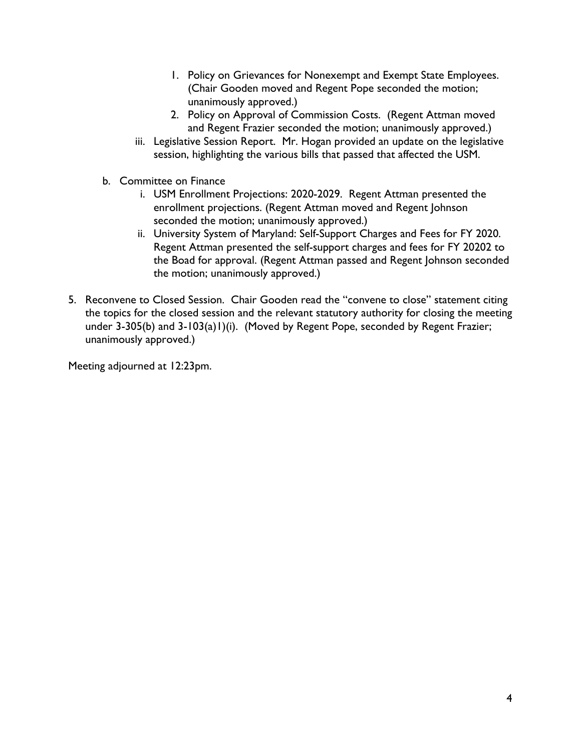1. Policy on Grievances for Nonexempt and Exempt State Employees. (Chair Gooden moved and Regent Pope seconded the motion; unanimously approved.)
2. Policy on Approval of Commission Costs. (Regent Attman moved and Regent Frazier seconded the motion; unanimously approved.)

iii. Legislative Session Report. Mr. Hogan provided an update on the legislative session, highlighting the various bills that passed that affected the USM.

b. Committee on Finance

i. USM Enrollment Projections: 2020-2029. Regent Attman presented the enrollment projections. (Regent Attman moved and Regent Johnson seconded the motion; unanimously approved.)

ii. University System of Maryland: Self-Support Charges and Fees for FY 2020. Regent Attman presented the self-support charges and fees for FY 20202 to the Boad for approval. (Regent Attman passed and Regent Johnson seconded the motion; unanimously approved.)

5. Reconvene to Closed Session. Chair Gooden read the "convene to close" statement citing the topics for the closed session and the relevant statutory authority for closing the meeting under 3-305(b) and 3-103(a)1)(i). (Moved by Regent Pope, seconded by Regent Frazier; unanimously approved.)

Meeting adjourned at 12:23pm.